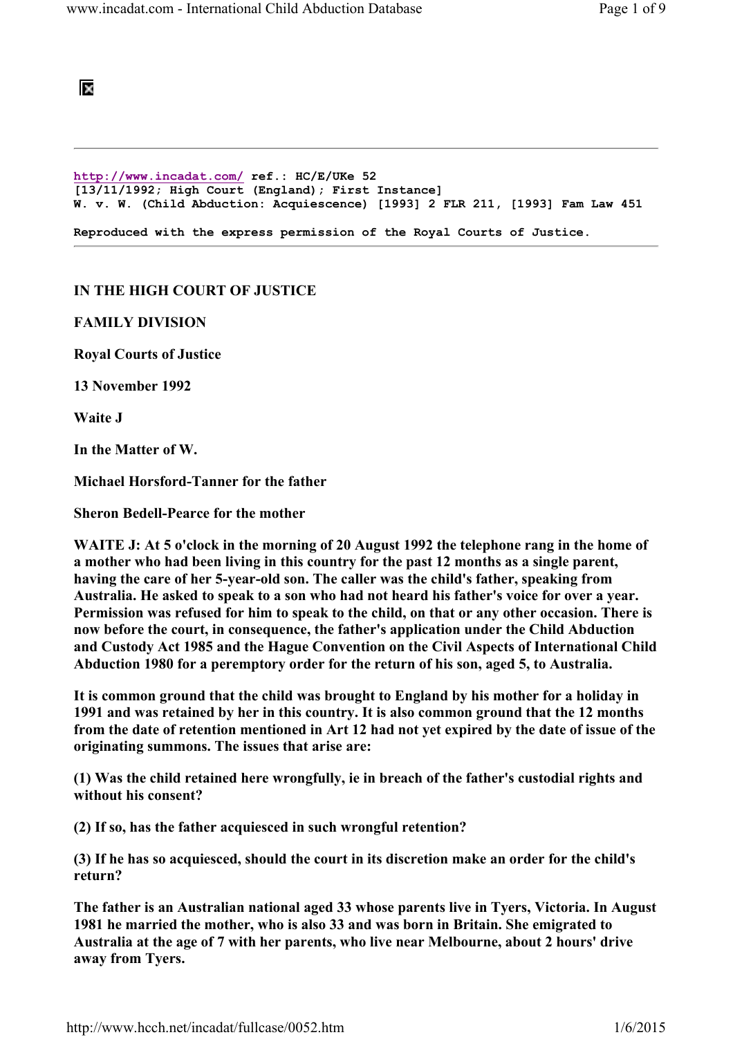http://www.incadat.com/ ref.: HC/E/UKe 52
[13/11/1992; High Court (England); First Instance]
W. v. W. (Child Abduction: Acquiescence) [1993] 2 FLR 211, [1993] Fam Law 451

Reproduced with the express permission of the Royal Courts of Justice.

---

**IN THE HIGH COURT OF JUSTICE**

**FAMILY DIVISION**

**Royal Courts of Justice**

**13 November 1992**

**Waite J**

**In the Matter of W.**

**Michael Horsford-Tanner for the father**

**Sheron Bedell-Pearce for the mother**

**WAITE J: At 5 o'clock in the morning of 20 August 1992 the telephone rang in the home of a mother who had been living in this country for the past 12 months as a single parent, having the care of her 5-year-old son. The caller was the child's father, speaking from Australia. He asked to speak to a son who had not heard his father's voice for over a year. Permission was refused for him to speak to the child, on that or any other occasion. There is now before the court, in consequence, the father's application under the Child Abduction and Custody Act 1985 and the Hague Convention on the Civil Aspects of International Child Abduction 1980 for a peremptory order for the return of his son, aged 5, to Australia.**

**It is common ground that the child was brought to England by his mother for a holiday in 1991 and was retained by her in this country. It is also common ground that the 12 months from the date of retention mentioned in Art 12 had not yet expired by the date of issue of the originating summons. The issues that arise are:**

**(1) Was the child retained here wrongfully, ie in breach of the father's custodial rights and without his consent?**

**(2) If so, has the father acquiesced in such wrongful retention?**

**(3) If he has so acquiesced, should the court in its discretion make an order for the child's return?**

**The father is an Australian national aged 33 whose parents live in Tyers, Victoria. In August 1981 he married the mother, who is also 33 and was born in Britain. She emigrated to Australia at the age of 7 with her parents, who live near Melbourne, about 2 hours' drive away from Tyers.**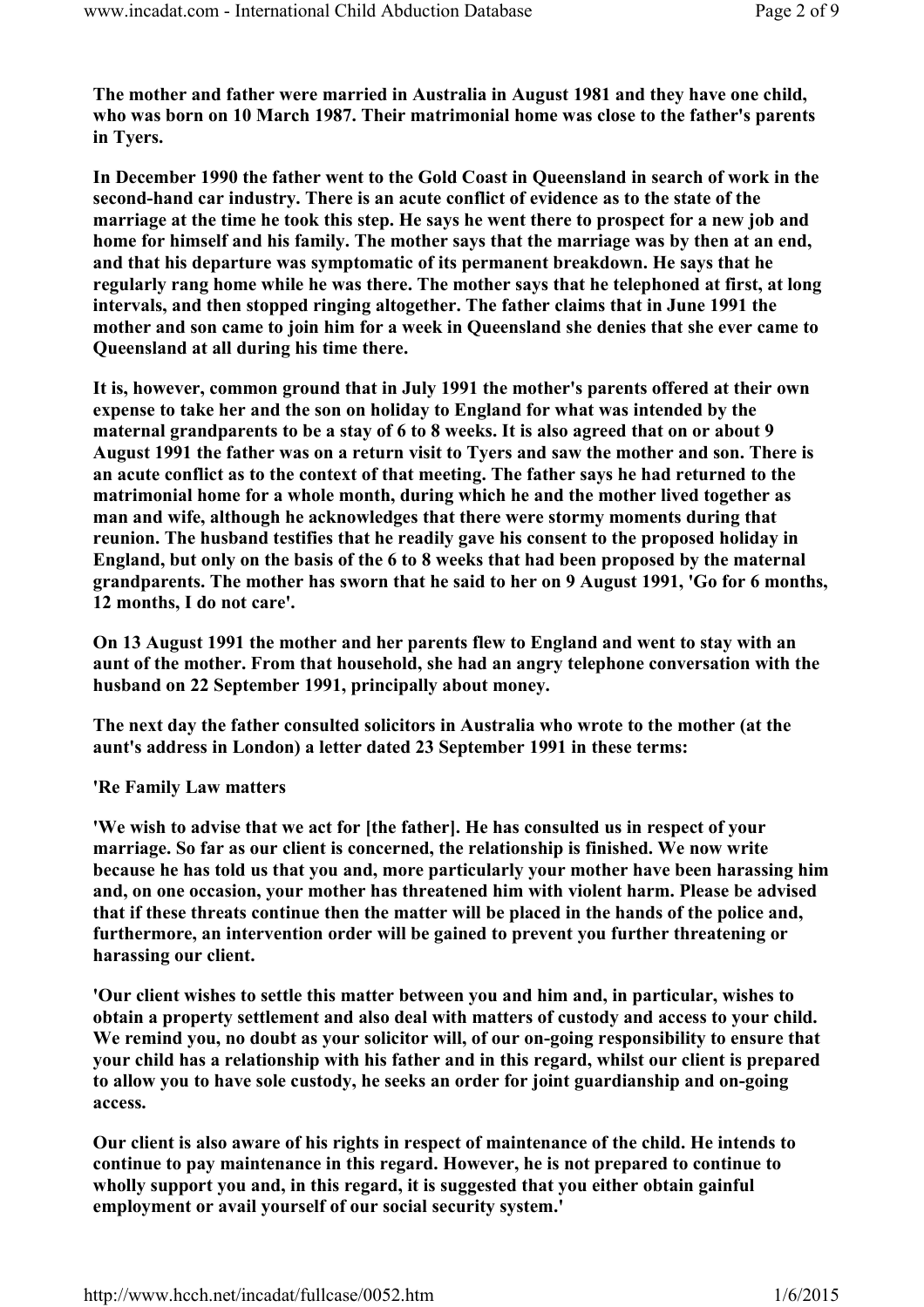**The mother and father were married in Australia in August 1981 and they have one child, who was born on 10 March 1987. Their matrimonial home was close to the father's parents in Tyers.**

**In December 1990 the father went to the Gold Coast in Queensland in search of work in the second-hand car industry. There is an acute conflict of evidence as to the state of the marriage at the time he took this step. He says he went there to prospect for a new job and home for himself and his family. The mother says that the marriage was by then at an end, and that his departure was symptomatic of its permanent breakdown. He says that he regularly rang home while he was there. The mother says that he telephoned at first, at long intervals, and then stopped ringing altogether. The father claims that in June 1991 the mother and son came to join him for a week in Queensland she denies that she ever came to Queensland at all during his time there.**

**It is, however, common ground that in July 1991 the mother's parents offered at their own expense to take her and the son on holiday to England for what was intended by the maternal grandparents to be a stay of 6 to 8 weeks. It is also agreed that on or about 9 August 1991 the father was on a return visit to Tyers and saw the mother and son. There is an acute conflict as to the context of that meeting. The father says he had returned to the matrimonial home for a whole month, during which he and the mother lived together as man and wife, although he acknowledges that there were stormy moments during that reunion. The husband testifies that he readily gave his consent to the proposed holiday in England, but only on the basis of the 6 to 8 weeks that had been proposed by the maternal grandparents. The mother has sworn that he said to her on 9 August 1991, 'Go for 6 months, 12 months, I do not care'.**

**On 13 August 1991 the mother and her parents flew to England and went to stay with an aunt of the mother. From that household, she had an angry telephone conversation with the husband on 22 September 1991, principally about money.**

**The next day the father consulted solicitors in Australia who wrote to the mother (at the aunt's address in London) a letter dated 23 September 1991 in these terms:**

**'Re Family Law matters**

**'We wish to advise that we act for [the father]. He has consulted us in respect of your marriage. So far as our client is concerned, the relationship is finished. We now write because he has told us that you and, more particularly your mother have been harassing him and, on one occasion, your mother has threatened him with violent harm. Please be advised that if these threats continue then the matter will be placed in the hands of the police and, furthermore, an intervention order will be gained to prevent you further threatening or harassing our client.**

**'Our client wishes to settle this matter between you and him and, in particular, wishes to obtain a property settlement and also deal with matters of custody and access to your child. We remind you, no doubt as your solicitor will, of our on-going responsibility to ensure that your child has a relationship with his father and in this regard, whilst our client is prepared to allow you to have sole custody, he seeks an order for joint guardianship and on-going access.**

**Our client is also aware of his rights in respect of maintenance of the child. He intends to continue to pay maintenance in this regard. However, he is not prepared to continue to wholly support you and, in this regard, it is suggested that you either obtain gainful employment or avail yourself of our social security system.'**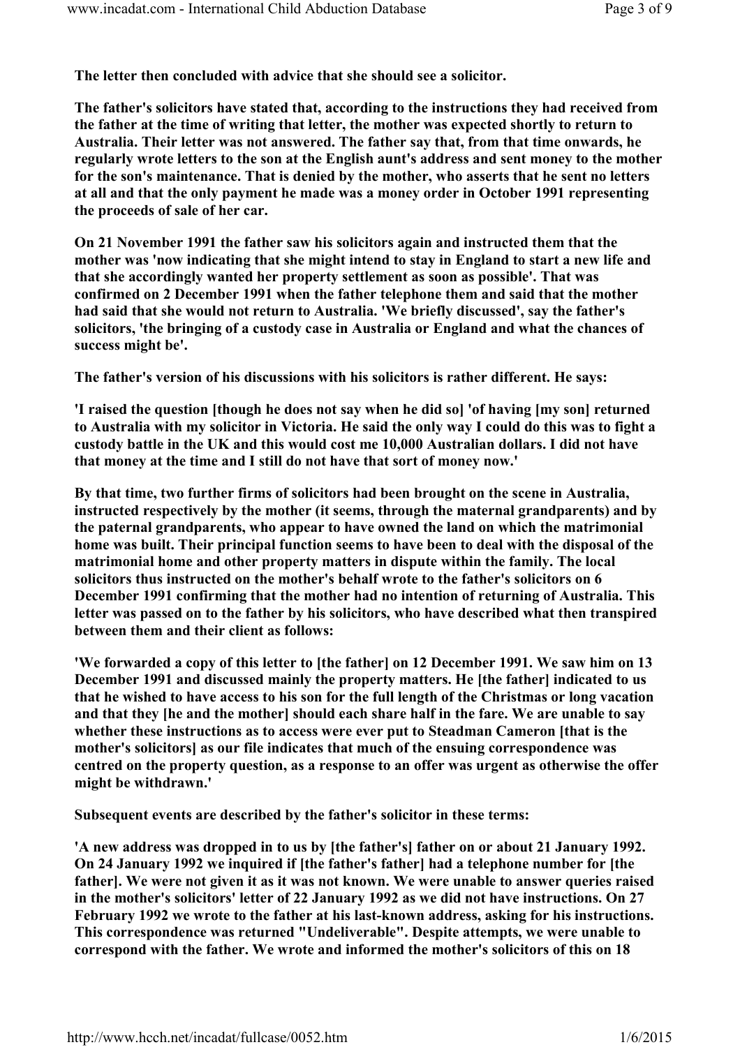**The letter then concluded with advice that she should see a solicitor.**

**The father's solicitors have stated that, according to the instructions they had received from the father at the time of writing that letter, the mother was expected shortly to return to Australia. Their letter was not answered. The father say that, from that time onwards, he regularly wrote letters to the son at the English aunt's address and sent money to the mother for the son's maintenance. That is denied by the mother, who asserts that he sent no letters at all and that the only payment he made was a money order in October 1991 representing the proceeds of sale of her car.**

**On 21 November 1991 the father saw his solicitors again and instructed them that the mother was 'now indicating that she might intend to stay in England to start a new life and that she accordingly wanted her property settlement as soon as possible'. That was confirmed on 2 December 1991 when the father telephone them and said that the mother had said that she would not return to Australia. 'We briefly discussed', say the father's solicitors, 'the bringing of a custody case in Australia or England and what the chances of success might be'.**

**The father's version of his discussions with his solicitors is rather different. He says:**

**'I raised the question [though he does not say when he did so] 'of having [my son] returned to Australia with my solicitor in Victoria. He said the only way I could do this was to fight a custody battle in the UK and this would cost me 10,000 Australian dollars. I did not have that money at the time and I still do not have that sort of money now.'**

**By that time, two further firms of solicitors had been brought on the scene in Australia, instructed respectively by the mother (it seems, through the maternal grandparents) and by the paternal grandparents, who appear to have owned the land on which the matrimonial home was built. Their principal function seems to have been to deal with the disposal of the matrimonial home and other property matters in dispute within the family. The local solicitors thus instructed on the mother's behalf wrote to the father's solicitors on 6 December 1991 confirming that the mother had no intention of returning of Australia. This letter was passed on to the father by his solicitors, who have described what then transpired between them and their client as follows:**

**'We forwarded a copy of this letter to [the father] on 12 December 1991. We saw him on 13 December 1991 and discussed mainly the property matters. He [the father] indicated to us that he wished to have access to his son for the full length of the Christmas or long vacation and that they [he and the mother] should each share half in the fare. We are unable to say whether these instructions as to access were ever put to Steadman Cameron [that is the mother's solicitors] as our file indicates that much of the ensuing correspondence was centred on the property question, as a response to an offer was urgent as otherwise the offer might be withdrawn.'**

**Subsequent events are described by the father's solicitor in these terms:**

**'A new address was dropped in to us by [the father's] father on or about 21 January 1992. On 24 January 1992 we inquired if [the father's father] had a telephone number for [the father]. We were not given it as it was not known. We were unable to answer queries raised in the mother's solicitors' letter of 22 January 1992 as we did not have instructions. On 27 February 1992 we wrote to the father at his last-known address, asking for his instructions. This correspondence was returned "Undeliverable". Despite attempts, we were unable to correspond with the father. We wrote and informed the mother's solicitors of this on 18**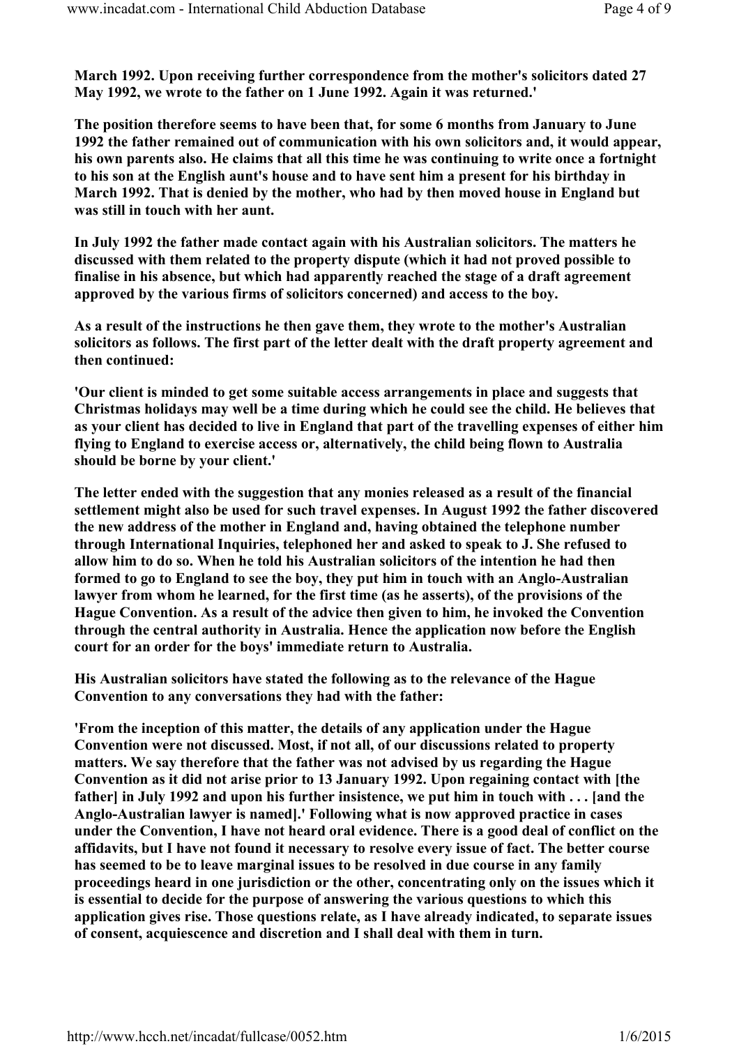**March 1992. Upon receiving further correspondence from the mother's solicitors dated 27 May 1992, we wrote to the father on 1 June 1992. Again it was returned.'**

**The position therefore seems to have been that, for some 6 months from January to June 1992 the father remained out of communication with his own solicitors and, it would appear, his own parents also. He claims that all this time he was continuing to write once a fortnight to his son at the English aunt's house and to have sent him a present for his birthday in March 1992. That is denied by the mother, who had by then moved house in England but was still in touch with her aunt.**

**In July 1992 the father made contact again with his Australian solicitors. The matters he discussed with them related to the property dispute (which it had not proved possible to finalise in his absence, but which had apparently reached the stage of a draft agreement approved by the various firms of solicitors concerned) and access to the boy.**

**As a result of the instructions he then gave them, they wrote to the mother's Australian solicitors as follows. The first part of the letter dealt with the draft property agreement and then continued:**

**'Our client is minded to get some suitable access arrangements in place and suggests that Christmas holidays may well be a time during which he could see the child. He believes that as your client has decided to live in England that part of the travelling expenses of either him flying to England to exercise access or, alternatively, the child being flown to Australia should be borne by your client.'**

**The letter ended with the suggestion that any monies released as a result of the financial settlement might also be used for such travel expenses. In August 1992 the father discovered the new address of the mother in England and, having obtained the telephone number through International Inquiries, telephoned her and asked to speak to J. She refused to allow him to do so. When he told his Australian solicitors of the intention he had then formed to go to England to see the boy, they put him in touch with an Anglo-Australian lawyer from whom he learned, for the first time (as he asserts), of the provisions of the Hague Convention. As a result of the advice then given to him, he invoked the Convention through the central authority in Australia. Hence the application now before the English court for an order for the boys' immediate return to Australia.**

**His Australian solicitors have stated the following as to the relevance of the Hague Convention to any conversations they had with the father:**

**'From the inception of this matter, the details of any application under the Hague Convention were not discussed. Most, if not all, of our discussions related to property matters. We say therefore that the father was not advised by us regarding the Hague Convention as it did not arise prior to 13 January 1992. Upon regaining contact with [the father] in July 1992 and upon his further insistence, we put him in touch with . . . [and the Anglo-Australian lawyer is named].' Following what is now approved practice in cases under the Convention, I have not heard oral evidence. There is a good deal of conflict on the affidavits, but I have not found it necessary to resolve every issue of fact. The better course has seemed to be to leave marginal issues to be resolved in due course in any family proceedings heard in one jurisdiction or the other, concentrating only on the issues which it is essential to decide for the purpose of answering the various questions to which this application gives rise. Those questions relate, as I have already indicated, to separate issues of consent, acquiescence and discretion and I shall deal with them in turn.**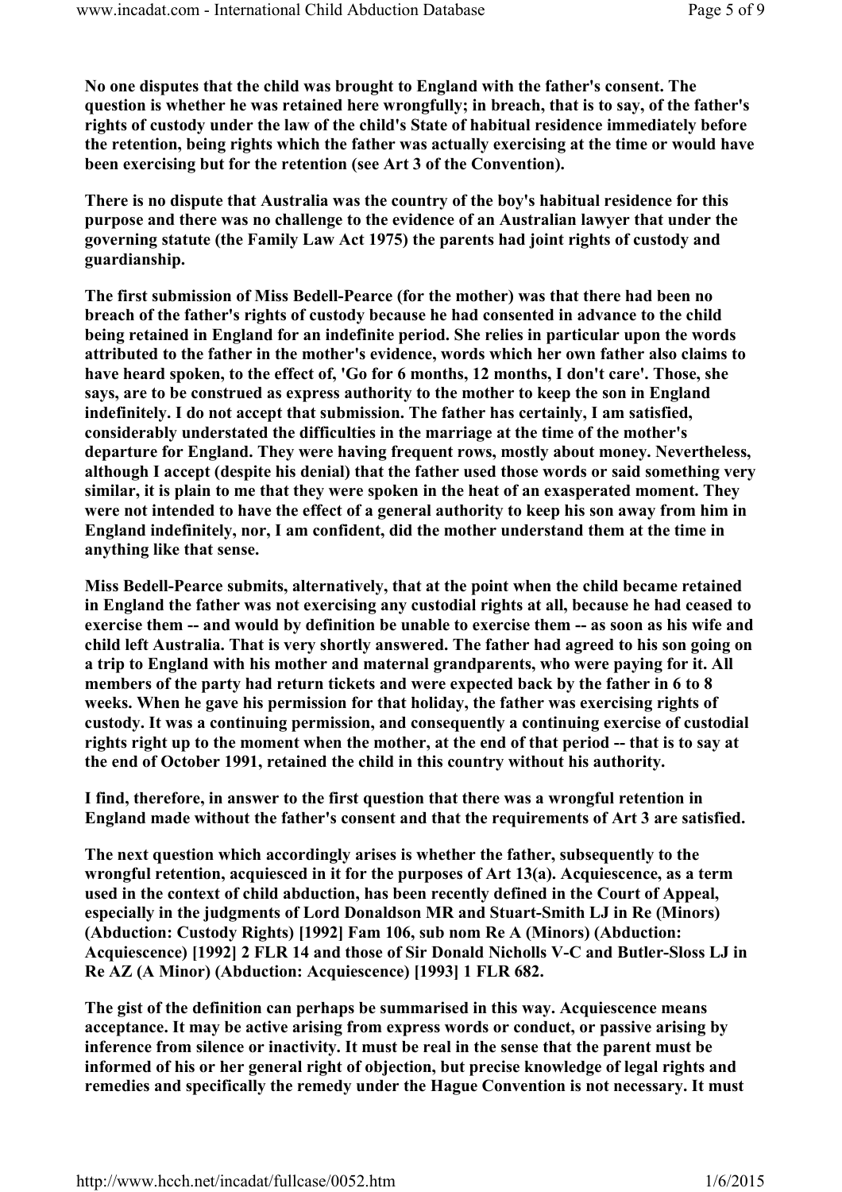**No one disputes that the child was brought to England with the father's consent. The question is whether he was retained here wrongfully; in breach, that is to say, of the father's rights of custody under the law of the child's State of habitual residence immediately before the retention, being rights which the father was actually exercising at the time or would have been exercising but for the retention (see Art 3 of the Convention).**

**There is no dispute that Australia was the country of the boy's habitual residence for this purpose and there was no challenge to the evidence of an Australian lawyer that under the governing statute (the Family Law Act 1975) the parents had joint rights of custody and guardianship.**

**The first submission of Miss Bedell-Pearce (for the mother) was that there had been no breach of the father's rights of custody because he had consented in advance to the child being retained in England for an indefinite period. She relies in particular upon the words attributed to the father in the mother's evidence, words which her own father also claims to have heard spoken, to the effect of, 'Go for 6 months, 12 months, I don't care'. Those, she says, are to be construed as express authority to the mother to keep the son in England indefinitely. I do not accept that submission. The father has certainly, I am satisfied, considerably understated the difficulties in the marriage at the time of the mother's departure for England. They were having frequent rows, mostly about money. Nevertheless, although I accept (despite his denial) that the father used those words or said something very similar, it is plain to me that they were spoken in the heat of an exasperated moment. They were not intended to have the effect of a general authority to keep his son away from him in England indefinitely, nor, I am confident, did the mother understand them at the time in anything like that sense.**

**Miss Bedell-Pearce submits, alternatively, that at the point when the child became retained in England the father was not exercising any custodial rights at all, because he had ceased to exercise them -- and would by definition be unable to exercise them -- as soon as his wife and child left Australia. That is very shortly answered. The father had agreed to his son going on a trip to England with his mother and maternal grandparents, who were paying for it. All members of the party had return tickets and were expected back by the father in 6 to 8 weeks. When he gave his permission for that holiday, the father was exercising rights of custody. It was a continuing permission, and consequently a continuing exercise of custodial rights right up to the moment when the mother, at the end of that period -- that is to say at the end of October 1991, retained the child in this country without his authority.**

**I find, therefore, in answer to the first question that there was a wrongful retention in England made without the father's consent and that the requirements of Art 3 are satisfied.**

**The next question which accordingly arises is whether the father, subsequently to the wrongful retention, acquiesced in it for the purposes of Art 13(a). Acquiescence, as a term used in the context of child abduction, has been recently defined in the Court of Appeal, especially in the judgments of Lord Donaldson MR and Stuart-Smith LJ in Re (Minors) (Abduction: Custody Rights) [1992] Fam 106, sub nom Re A (Minors) (Abduction: Acquiescence) [1992] 2 FLR 14 and those of Sir Donald Nicholls V-C and Butler-Sloss LJ in Re AZ (A Minor) (Abduction: Acquiescence) [1993] 1 FLR 682.**

**The gist of the definition can perhaps be summarised in this way. Acquiescence means acceptance. It may be active arising from express words or conduct, or passive arising by inference from silence or inactivity. It must be real in the sense that the parent must be informed of his or her general right of objection, but precise knowledge of legal rights and remedies and specifically the remedy under the Hague Convention is not necessary. It must**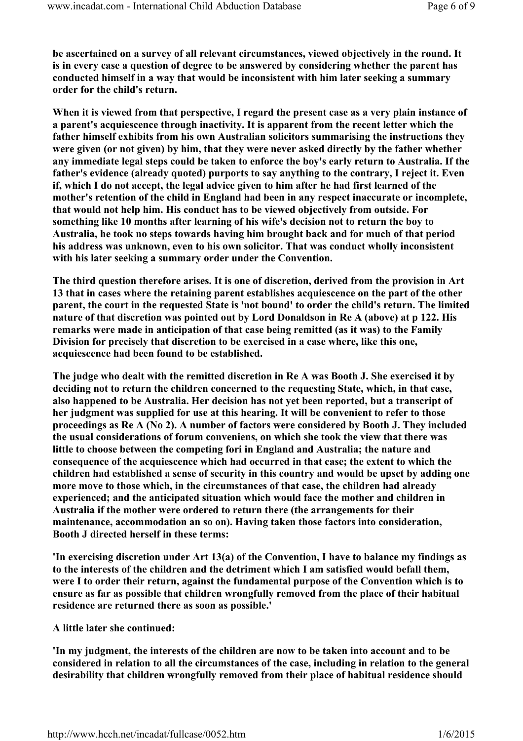**be ascertained on a survey of all relevant circumstances, viewed objectively in the round. It is in every case a question of degree to be answered by considering whether the parent has conducted himself in a way that would be inconsistent with him later seeking a summary order for the child's return.**

**When it is viewed from that perspective, I regard the present case as a very plain instance of a parent's acquiescence through inactivity. It is apparent from the recent letter which the father himself exhibits from his own Australian solicitors summarising the instructions they were given (or not given) by him, that they were never asked directly by the father whether any immediate legal steps could be taken to enforce the boy's early return to Australia. If the father's evidence (already quoted) purports to say anything to the contrary, I reject it. Even if, which I do not accept, the legal advice given to him after he had first learned of the mother's retention of the child in England had been in any respect inaccurate or incomplete, that would not help him. His conduct has to be viewed objectively from outside. For something like 10 months after learning of his wife's decision not to return the boy to Australia, he took no steps towards having him brought back and for much of that period his address was unknown, even to his own solicitor. That was conduct wholly inconsistent with his later seeking a summary order under the Convention.**

**The third question therefore arises. It is one of discretion, derived from the provision in Art 13 that in cases where the retaining parent establishes acquiescence on the part of the other parent, the court in the requested State is 'not bound' to order the child's return. The limited nature of that discretion was pointed out by Lord Donaldson in Re A (above) at p 122. His remarks were made in anticipation of that case being remitted (as it was) to the Family Division for precisely that discretion to be exercised in a case where, like this one, acquiescence had been found to be established.**

**The judge who dealt with the remitted discretion in Re A was Booth J. She exercised it by deciding not to return the children concerned to the requesting State, which, in that case, also happened to be Australia. Her decision has not yet been reported, but a transcript of her judgment was supplied for use at this hearing. It will be convenient to refer to those proceedings as Re A (No 2). A number of factors were considered by Booth J. They included the usual considerations of forum conveniens, on which she took the view that there was little to choose between the competing fori in England and Australia; the nature and consequence of the acquiescence which had occurred in that case; the extent to which the children had established a sense of security in this country and would be upset by adding one more move to those which, in the circumstances of that case, the children had already experienced; and the anticipated situation which would face the mother and children in Australia if the mother were ordered to return there (the arrangements for their maintenance, accommodation an so on). Having taken those factors into consideration, Booth J directed herself in these terms:**

**'In exercising discretion under Art 13(a) of the Convention, I have to balance my findings as to the interests of the children and the detriment which I am satisfied would befall them, were I to order their return, against the fundamental purpose of the Convention which is to ensure as far as possible that children wrongfully removed from the place of their habitual residence are returned there as soon as possible.'**

**A little later she continued:**

**'In my judgment, the interests of the children are now to be taken into account and to be considered in relation to all the circumstances of the case, including in relation to the general desirability that children wrongfully removed from their place of habitual residence should**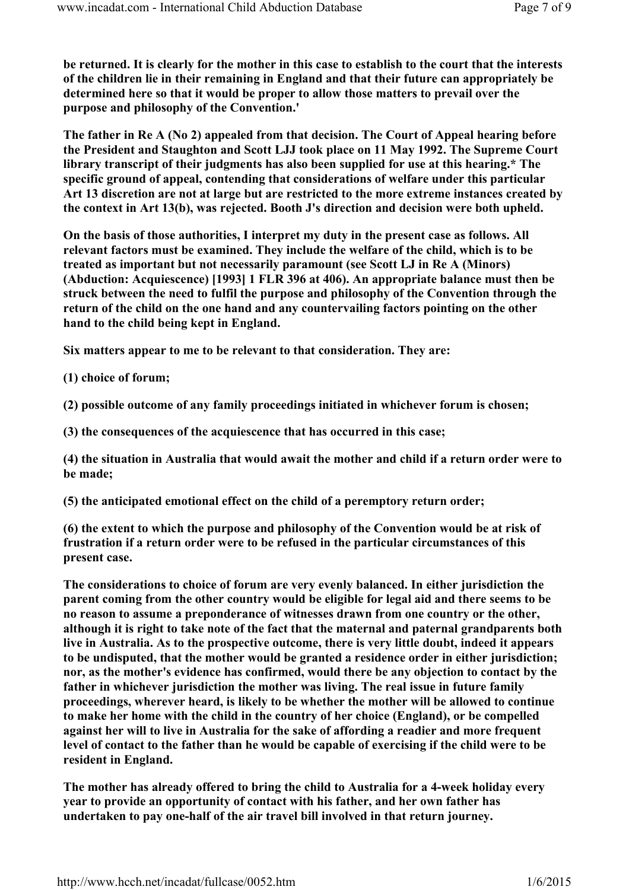**be returned. It is clearly for the mother in this case to establish to the court that the interests of the children lie in their remaining in England and that their future can appropriately be determined here so that it would be proper to allow those matters to prevail over the purpose and philosophy of the Convention.'**

**The father in Re A (No 2) appealed from that decision. The Court of Appeal hearing before the President and Staughton and Scott LJJ took place on 11 May 1992. The Supreme Court library transcript of their judgments has also been supplied for use at this hearing.* The specific ground of appeal, contending that considerations of welfare under this particular Art 13 discretion are not at large but are restricted to the more extreme instances created by the context in Art 13(b), was rejected. Booth J's direction and decision were both upheld.**

**On the basis of those authorities, I interpret my duty in the present case as follows. All relevant factors must be examined. They include the welfare of the child, which is to be treated as important but not necessarily paramount (see Scott LJ in Re A (Minors) (Abduction: Acquiescence) [1993] 1 FLR 396 at 406). An appropriate balance must then be struck between the need to fulfil the purpose and philosophy of the Convention through the return of the child on the one hand and any countervailing factors pointing on the other hand to the child being kept in England.**

**Six matters appear to me to be relevant to that consideration. They are:**

**(1) choice of forum;**

**(2) possible outcome of any family proceedings initiated in whichever forum is chosen;**

**(3) the consequences of the acquiescence that has occurred in this case;**

**(4) the situation in Australia that would await the mother and child if a return order were to be made;**

**(5) the anticipated emotional effect on the child of a peremptory return order;**

**(6) the extent to which the purpose and philosophy of the Convention would be at risk of frustration if a return order were to be refused in the particular circumstances of this present case.**

**The considerations to choice of forum are very evenly balanced. In either jurisdiction the parent coming from the other country would be eligible for legal aid and there seems to be no reason to assume a preponderance of witnesses drawn from one country or the other, although it is right to take note of the fact that the maternal and paternal grandparents both live in Australia. As to the prospective outcome, there is very little doubt, indeed it appears to be undisputed, that the mother would be granted a residence order in either jurisdiction; nor, as the mother's evidence has confirmed, would there be any objection to contact by the father in whichever jurisdiction the mother was living. The real issue in future family proceedings, wherever heard, is likely to be whether the mother will be allowed to continue to make her home with the child in the country of her choice (England), or be compelled against her will to live in Australia for the sake of affording a readier and more frequent level of contact to the father than he would be capable of exercising if the child were to be resident in England.**

**The mother has already offered to bring the child to Australia for a 4-week holiday every year to provide an opportunity of contact with his father, and her own father has undertaken to pay one-half of the air travel bill involved in that return journey.**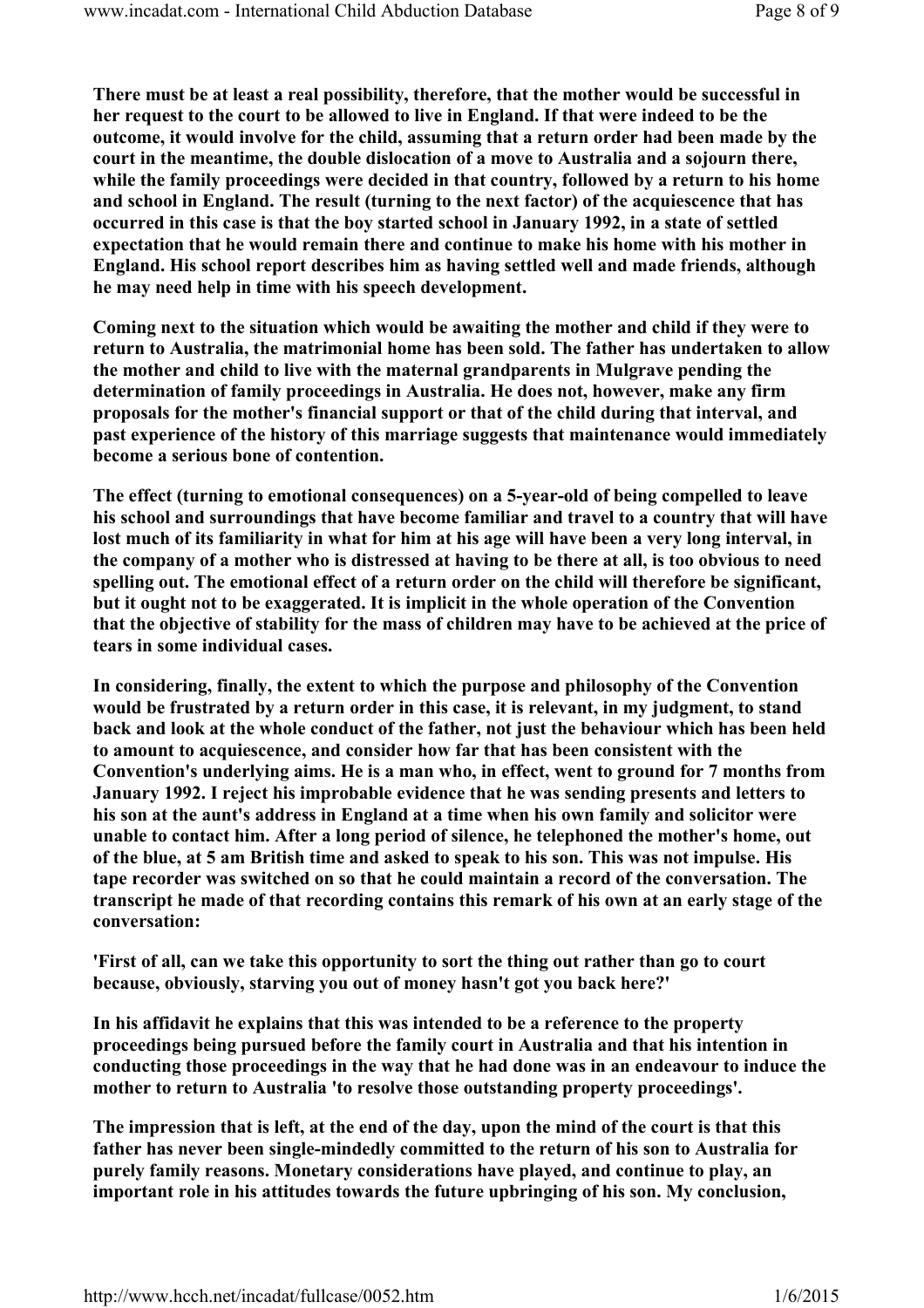**There must be at least a real possibility, therefore, that the mother would be successful in her request to the court to be allowed to live in England. If that were indeed to be the outcome, it would involve for the child, assuming that a return order had been made by the court in the meantime, the double dislocation of a move to Australia and a sojourn there, while the family proceedings were decided in that country, followed by a return to his home and school in England. The result (turning to the next factor) of the acquiescence that has occurred in this case is that the boy started school in January 1992, in a state of settled expectation that he would remain there and continue to make his home with his mother in England. His school report describes him as having settled well and made friends, although he may need help in time with his speech development.**

**Coming next to the situation which would be awaiting the mother and child if they were to return to Australia, the matrimonial home has been sold. The father has undertaken to allow the mother and child to live with the maternal grandparents in Mulgrave pending the determination of family proceedings in Australia. He does not, however, make any firm proposals for the mother's financial support or that of the child during that interval, and past experience of the history of this marriage suggests that maintenance would immediately become a serious bone of contention.**

**The effect (turning to emotional consequences) on a 5-year-old of being compelled to leave his school and surroundings that have become familiar and travel to a country that will have lost much of its familiarity in what for him at his age will have been a very long interval, in the company of a mother who is distressed at having to be there at all, is too obvious to need spelling out. The emotional effect of a return order on the child will therefore be significant, but it ought not to be exaggerated. It is implicit in the whole operation of the Convention that the objective of stability for the mass of children may have to be achieved at the price of tears in some individual cases.**

**In considering, finally, the extent to which the purpose and philosophy of the Convention would be frustrated by a return order in this case, it is relevant, in my judgment, to stand back and look at the whole conduct of the father, not just the behaviour which has been held to amount to acquiescence, and consider how far that has been consistent with the Convention's underlying aims. He is a man who, in effect, went to ground for 7 months from January 1992. I reject his improbable evidence that he was sending presents and letters to his son at the aunt's address in England at a time when his own family and solicitor were unable to contact him. After a long period of silence, he telephoned the mother's home, out of the blue, at 5 am British time and asked to speak to his son. This was not impulse. His tape recorder was switched on so that he could maintain a record of the conversation. The transcript he made of that recording contains this remark of his own at an early stage of the conversation:**

**'First of all, can we take this opportunity to sort the thing out rather than go to court because, obviously, starving you out of money hasn't got you back here?'**

**In his affidavit he explains that this was intended to be a reference to the property proceedings being pursued before the family court in Australia and that his intention in conducting those proceedings in the way that he had done was in an endeavour to induce the mother to return to Australia 'to resolve those outstanding property proceedings'.**

**The impression that is left, at the end of the day, upon the mind of the court is that this father has never been single-mindedly committed to the return of his son to Australia for purely family reasons. Monetary considerations have played, and continue to play, an important role in his attitudes towards the future upbringing of his son. My conclusion,**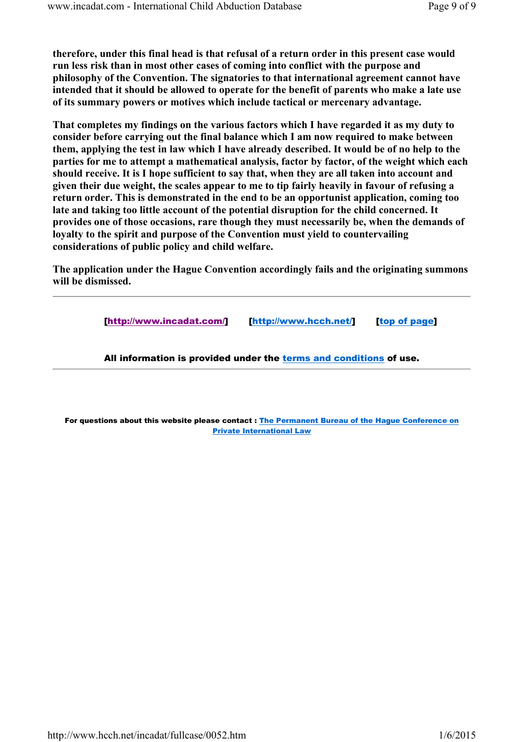**therefore, under this final head is that refusal of a return order in this present case would run less risk than in most other cases of coming into conflict with the purpose and philosophy of the Convention. The signatories to that international agreement cannot have intended that it should be allowed to operate for the benefit of parents who make a late use of its summary powers or motives which include tactical or mercenary advantage.**

**That completes my findings on the various factors which I have regarded it as my duty to consider before carrying out the final balance which I am now required to make between them, applying the test in law which I have already described. It would be of no help to the parties for me to attempt a mathematical analysis, factor by factor, of the weight which each should receive. It is I hope sufficient to say that, when they are all taken into account and given their due weight, the scales appear to me to tip fairly heavily in favour of refusing a return order. This is demonstrated in the end to be an opportunist application, coming too late and taking too little account of the potential disruption for the child concerned. It provides one of those occasions, rare though they must necessarily be, when the demands of loyalty to the spirit and purpose of the Convention must yield to countervailing considerations of public policy and child welfare.**

**The application under the Hague Convention accordingly fails and the originating summons will be dismissed.**

---

**[http://www.incadat.com/]** **[http://www.hcch.net/]** **[top of page]**

**All information is provided under the terms and conditions of use.**

---

**For questions about this website please contact : The Permanent Bureau of the Hague Conference on Private International Law**